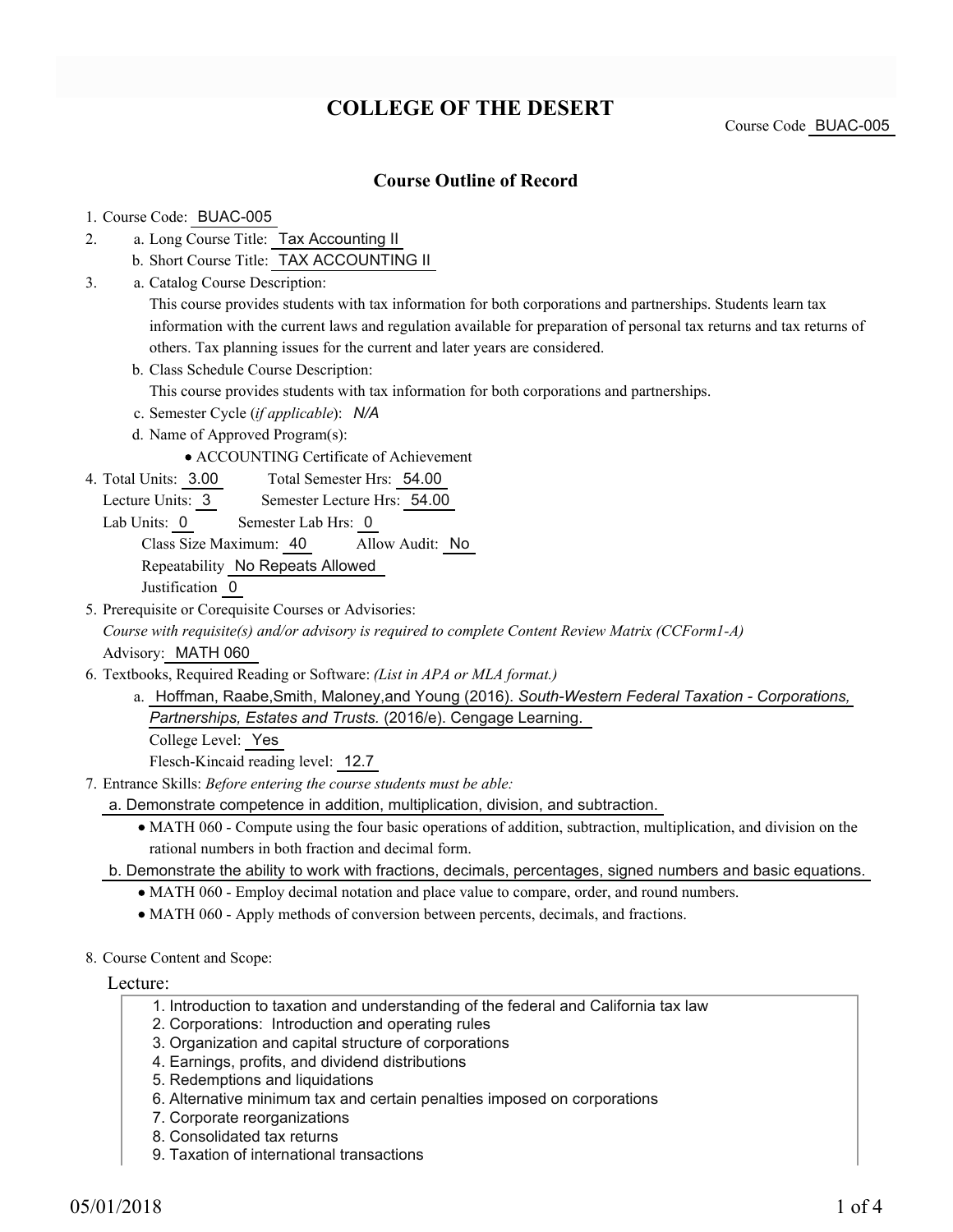# COLLEGE OF THE DESERT

Course Code BUAC-005

## Course Outline of Record

1. Course Code: BUAC-005
2. a. Long Course Title: Tax Accounting II
   b. Short Course Title: TAX ACCOUNTING II
3. a. Catalog Course Description:
   This course provides students with tax information for both corporations and partnerships. Students learn tax information with the current laws and regulation available for preparation of personal tax returns and tax returns of others. Tax planning issues for the current and later years are considered.
   b. Class Schedule Course Description:
   This course provides students with tax information for both corporations and partnerships.
   c. Semester Cycle (*if applicable*): *N/A*
   d. Name of Approved Program(s):
      - ACCOUNTING Certificate of Achievement
4. Total Units: 3.00 Total Semester Hrs: 54.00
   Lecture Units: 3 Semester Lecture Hrs: 54.00
   Lab Units: 0 Semester Lab Hrs: 0
   Class Size Maximum: 40 Allow Audit: No
   Repeatability No Repeats Allowed
   Justification 0
5. Prerequisite or Corequisite Courses or Advisories:
   *Course with requisite(s) and/or advisory is required to complete Content Review Matrix (CCForm1-A)*
   Advisory: MATH 060
6. Textbooks, Required Reading or Software: *(List in APA or MLA format.)*
   a. Hoffman, Raabe,Smith, Maloney,and Young (2016). *South-Western Federal Taxation - Corporations, Partnerships, Estates and Trusts.* (2016/e). Cengage Learning.
      College Level: Yes
      Flesch-Kincaid reading level: 12.7
7. Entrance Skills: *Before entering the course students must be able:*
   a. Demonstrate competence in addition, multiplication, division, and subtraction.
      - MATH 060 - Compute using the four basic operations of addition, subtraction, multiplication, and division on the rational numbers in both fraction and decimal form.

   b. Demonstrate the ability to work with fractions, decimals, percentages, signed numbers and basic equations.
      - MATH 060 - Employ decimal notation and place value to compare, order, and round numbers.
      - MATH 060 - Apply methods of conversion between percents, decimals, and fractions.
8. Course Content and Scope:

Lecture:

1. Introduction to taxation and understanding of the federal and California tax law
2. Corporations: Introduction and operating rules
3. Organization and capital structure of corporations
4. Earnings, profits, and dividend distributions
5. Redemptions and liquidations
6. Alternative minimum tax and certain penalties imposed on corporations
7. Corporate reorganizations
8. Consolidated tax returns
9. Taxation of international transactions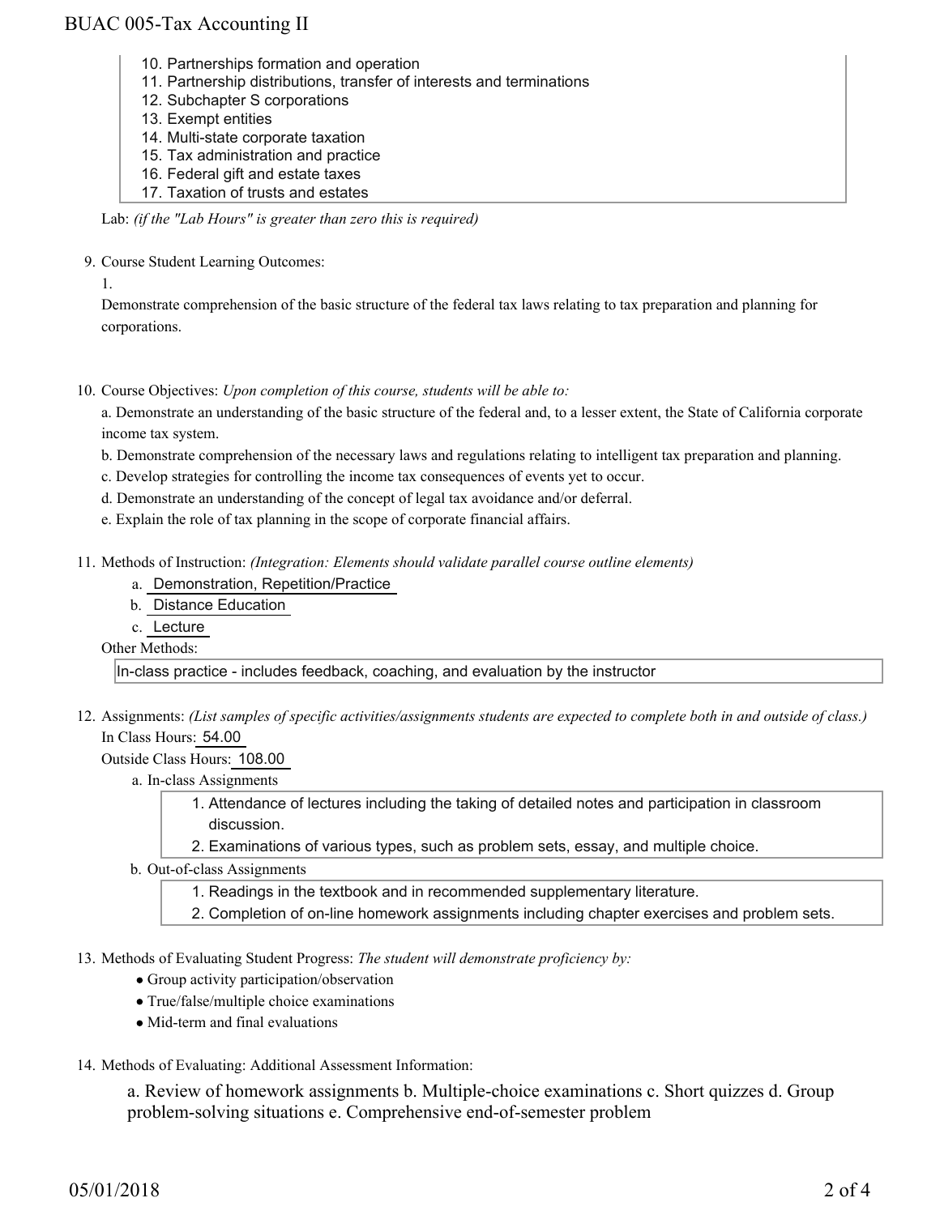10. Partnerships formation and operation
11. Partnership distributions, transfer of interests and terminations
12. Subchapter S corporations
13. Exempt entities
14. Multi-state corporate taxation
15. Tax administration and practice
16. Federal gift and estate taxes
17. Taxation of trusts and estates

Lab: *(if the "Lab Hours" is greater than zero this is required)*

9. Course Student Learning Outcomes:

   1. Demonstrate comprehension of the basic structure of the federal tax laws relating to tax preparation and planning for corporations.

10. Course Objectives: *Upon completion of this course, students will be able to:*

    a. Demonstrate an understanding of the basic structure of the federal and, to a lesser extent, the State of California corporate income tax system.

    b. Demonstrate comprehension of the necessary laws and regulations relating to intelligent tax preparation and planning.

    c. Develop strategies for controlling the income tax consequences of events yet to occur.

    d. Demonstrate an understanding of the concept of legal tax avoidance and/or deferral.

    e. Explain the role of tax planning in the scope of corporate financial affairs.

11. Methods of Instruction: *(Integration: Elements should validate parallel course outline elements)*

    a. Demonstration, Repetition/Practice

    b. Distance Education

    c. Lecture

    Other Methods:

    In-class practice - includes feedback, coaching, and evaluation by the instructor

12. Assignments: *(List samples of specific activities/assignments students are expected to complete both in and outside of class.)*

    In Class Hours: 54.00

    Outside Class Hours: 108.00

    a. In-class Assignments
       1. Attendance of lectures including the taking of detailed notes and participation in classroom discussion.
       2. Examinations of various types, such as problem sets, essay, and multiple choice.

    b. Out-of-class Assignments
       1. Readings in the textbook and in recommended supplementary literature.
       2. Completion of on-line homework assignments including chapter exercises and problem sets.

13. Methods of Evaluating Student Progress: *The student will demonstrate proficiency by:*

    - Group activity participation/observation
    - True/false/multiple choice examinations
    - Mid-term and final evaluations

14. Methods of Evaluating: Additional Assessment Information:

    a. Review of homework assignments b. Multiple-choice examinations c. Short quizzes d. Group problem-solving situations e. Comprehensive end-of-semester problem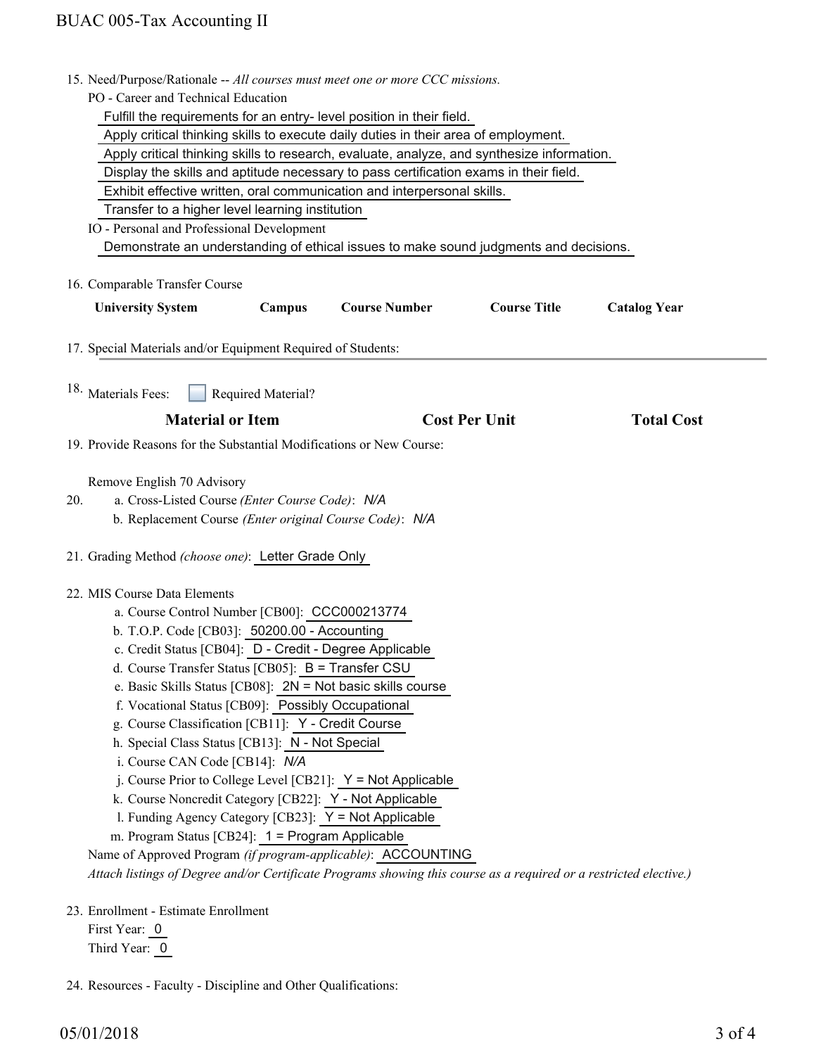15. Need/Purpose/Rationale -- *All courses must meet one or more CCC missions.*

    PO - Career and Technical Education

    - Fulfill the requirements for an entry- level position in their field.
    - Apply critical thinking skills to execute daily duties in their area of employment.
    - Apply critical thinking skills to research, evaluate, analyze, and synthesize information.
    - Display the skills and aptitude necessary to pass certification exams in their field.
    - Exhibit effective written, oral communication and interpersonal skills.
    - Transfer to a higher level learning institution

    IO - Personal and Professional Development

    - Demonstrate an understanding of ethical issues to make sound judgments and decisions.

16. Comparable Transfer Course

| University System | Campus | Course Number | Course Title | Catalog Year |
|---|---|---|---|---|

17. Special Materials and/or Equipment Required of Students:

18. Materials Fees: ☐ Required Material?

| Material or Item | Cost Per Unit | Total Cost |
|---|---|---|

19. Provide Reasons for the Substantial Modifications or New Course:

    Remove English 70 Advisory

20. a. Cross-Listed Course *(Enter Course Code)*: *N/A*
    b. Replacement Course *(Enter original Course Code)*: *N/A*

21. Grading Method *(choose one)*: Letter Grade Only

22. MIS Course Data Elements
    a. Course Control Number [CB00]: CCC000213774
    b. T.O.P. Code [CB03]: 50200.00 - Accounting
    c. Credit Status [CB04]: D - Credit - Degree Applicable
    d. Course Transfer Status [CB05]: B = Transfer CSU
    e. Basic Skills Status [CB08]: 2N = Not basic skills course
    f. Vocational Status [CB09]: Possibly Occupational
    g. Course Classification [CB11]: Y - Credit Course
    h. Special Class Status [CB13]: N - Not Special
    i. Course CAN Code [CB14]: *N/A*
    j. Course Prior to College Level [CB21]: Y = Not Applicable
    k. Course Noncredit Category [CB22]: Y - Not Applicable
    l. Funding Agency Category [CB23]: Y = Not Applicable
    m. Program Status [CB24]: 1 = Program Applicable

    Name of Approved Program *(if program-applicable)*: ACCOUNTING

    *Attach listings of Degree and/or Certificate Programs showing this course as a required or a restricted elective.)*

23. Enrollment - Estimate Enrollment

    First Year: 0

    Third Year: 0

24. Resources - Faculty - Discipline and Other Qualifications: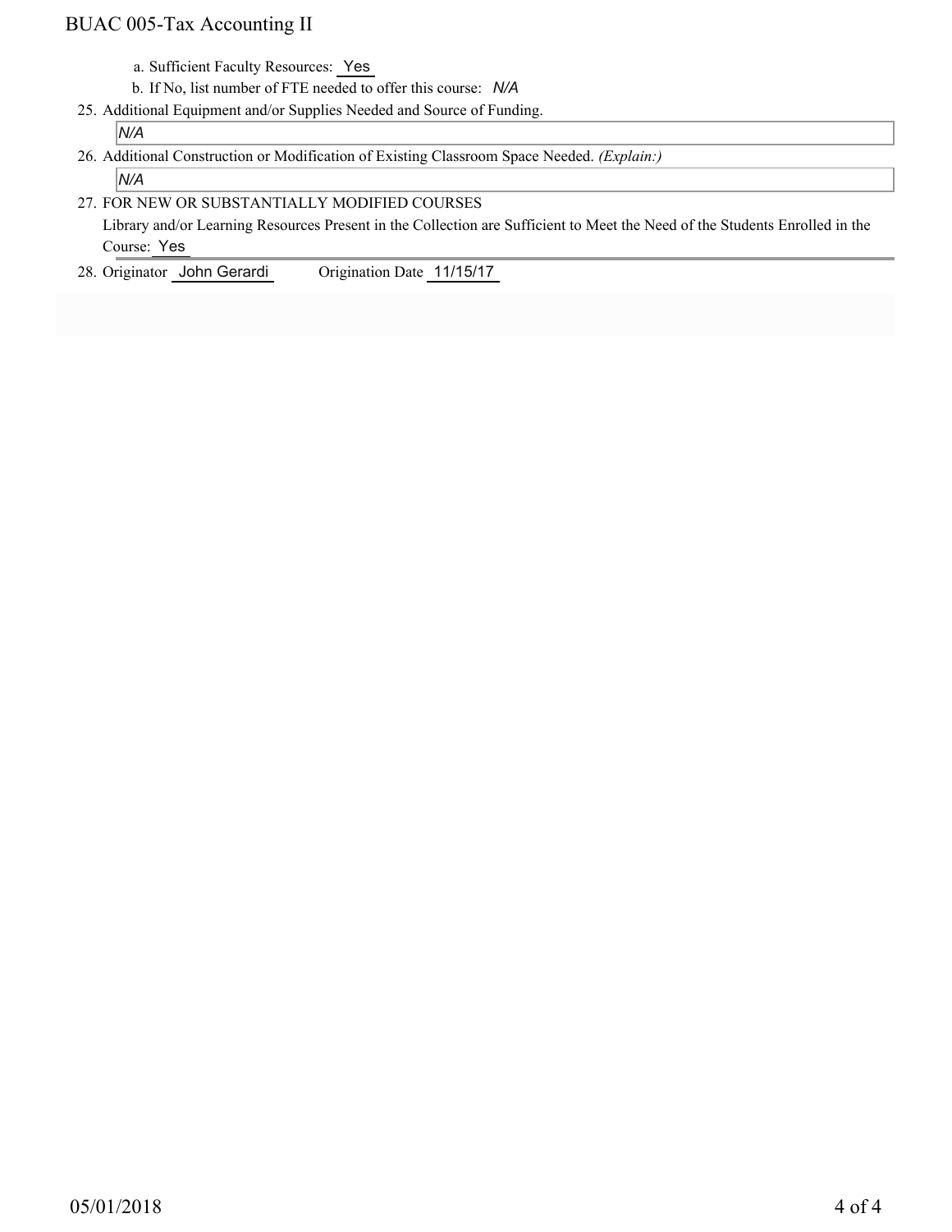a. Sufficient Faculty Resources: Yes

b. If No, list number of FTE needed to offer this course: *N/A*

25. Additional Equipment and/or Supplies Needed and Source of Funding.

    *N/A*

26. Additional Construction or Modification of Existing Classroom Space Needed. *(Explain:)*

    *N/A*

27. FOR NEW OR SUBSTANTIALLY MODIFIED COURSES

    Library and/or Learning Resources Present in the Collection are Sufficient to Meet the Need of the Students Enrolled in the Course: Yes

28. Originator John Gerardi    Origination Date 11/15/17